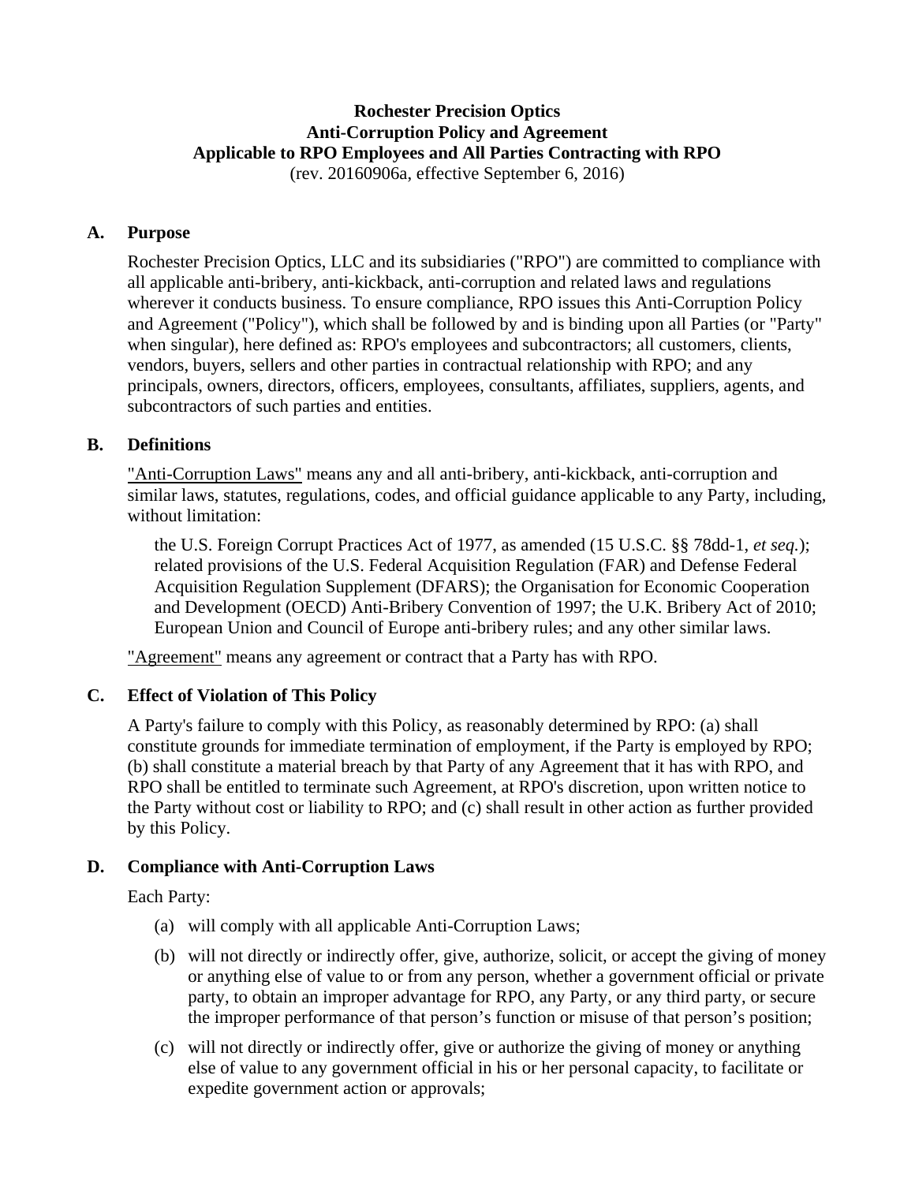**Rochester Precision Optics**
**Anti-Corruption Policy and Agreement**
**Applicable to RPO Employees and All Parties Contracting with RPO**
(rev. 20160906a, effective September 6, 2016)

## A. Purpose

Rochester Precision Optics, LLC and its subsidiaries ("RPO") are committed to compliance with all applicable anti-bribery, anti-kickback, anti-corruption and related laws and regulations wherever it conducts business. To ensure compliance, RPO issues this Anti-Corruption Policy and Agreement ("Policy"), which shall be followed by and is binding upon all Parties (or "Party" when singular), here defined as: RPO's employees and subcontractors; all customers, clients, vendors, buyers, sellers and other parties in contractual relationship with RPO; and any principals, owners, directors, officers, employees, consultants, affiliates, suppliers, agents, and subcontractors of such parties and entities.

## B. Definitions

"Anti-Corruption Laws" means any and all anti-bribery, anti-kickback, anti-corruption and similar laws, statutes, regulations, codes, and official guidance applicable to any Party, including, without limitation:

> the U.S. Foreign Corrupt Practices Act of 1977, as amended (15 U.S.C. §§ 78dd-1, *et seq.*); related provisions of the U.S. Federal Acquisition Regulation (FAR) and Defense Federal Acquisition Regulation Supplement (DFARS); the Organisation for Economic Cooperation and Development (OECD) Anti-Bribery Convention of 1997; the U.K. Bribery Act of 2010; European Union and Council of Europe anti-bribery rules; and any other similar laws.

"Agreement" means any agreement or contract that a Party has with RPO.

## C. Effect of Violation of This Policy

A Party's failure to comply with this Policy, as reasonably determined by RPO: (a) shall constitute grounds for immediate termination of employment, if the Party is employed by RPO; (b) shall constitute a material breach by that Party of any Agreement that it has with RPO, and RPO shall be entitled to terminate such Agreement, at RPO's discretion, upon written notice to the Party without cost or liability to RPO; and (c) shall result in other action as further provided by this Policy.

## D. Compliance with Anti-Corruption Laws

Each Party:

(a) will comply with all applicable Anti-Corruption Laws;

(b) will not directly or indirectly offer, give, authorize, solicit, or accept the giving of money or anything else of value to or from any person, whether a government official or private party, to obtain an improper advantage for RPO, any Party, or any third party, or secure the improper performance of that person's function or misuse of that person's position;

(c) will not directly or indirectly offer, give or authorize the giving of money or anything else of value to any government official in his or her personal capacity, to facilitate or expedite government action or approvals;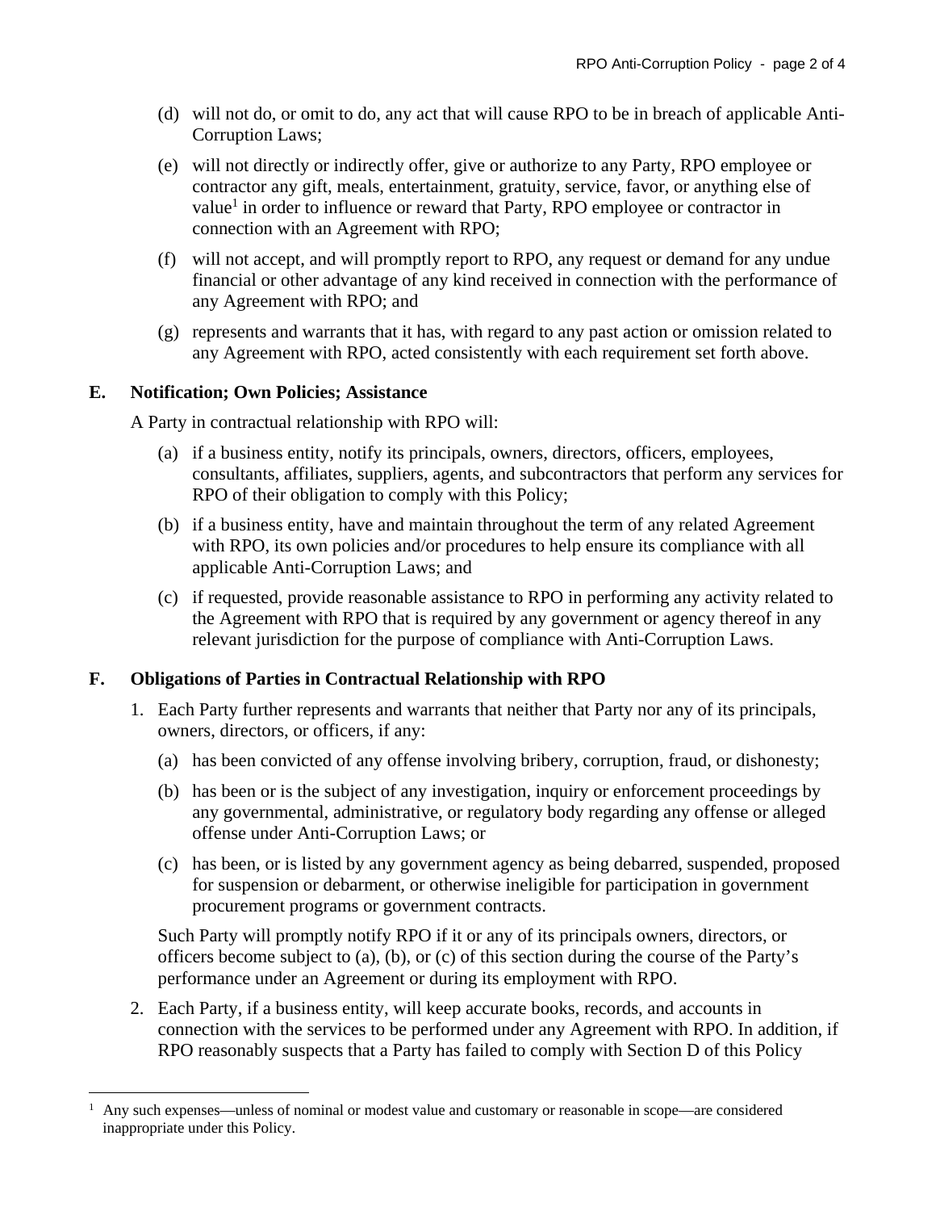(d) will not do, or omit to do, any act that will cause RPO to be in breach of applicable Anti-Corruption Laws;

(e) will not directly or indirectly offer, give or authorize to any Party, RPO employee or contractor any gift, meals, entertainment, gratuity, service, favor, or anything else of value[1] in order to influence or reward that Party, RPO employee or contractor in connection with an Agreement with RPO;

(f) will not accept, and will promptly report to RPO, any request or demand for any undue financial or other advantage of any kind received in connection with the performance of any Agreement with RPO; and

(g) represents and warrants that it has, with regard to any past action or omission related to any Agreement with RPO, acted consistently with each requirement set forth above.

## E. Notification; Own Policies; Assistance

A Party in contractual relationship with RPO will:

(a) if a business entity, notify its principals, owners, directors, officers, employees, consultants, affiliates, suppliers, agents, and subcontractors that perform any services for RPO of their obligation to comply with this Policy;

(b) if a business entity, have and maintain throughout the term of any related Agreement with RPO, its own policies and/or procedures to help ensure its compliance with all applicable Anti-Corruption Laws; and

(c) if requested, provide reasonable assistance to RPO in performing any activity related to the Agreement with RPO that is required by any government or agency thereof in any relevant jurisdiction for the purpose of compliance with Anti-Corruption Laws.

## F. Obligations of Parties in Contractual Relationship with RPO

1. Each Party further represents and warrants that neither that Party nor any of its principals, owners, directors, or officers, if any:

   (a) has been convicted of any offense involving bribery, corruption, fraud, or dishonesty;

   (b) has been or is the subject of any investigation, inquiry or enforcement proceedings by any governmental, administrative, or regulatory body regarding any offense or alleged offense under Anti-Corruption Laws; or

   (c) has been, or is listed by any government agency as being debarred, suspended, proposed for suspension or debarment, or otherwise ineligible for participation in government procurement programs or government contracts.

   Such Party will promptly notify RPO if it or any of its principals owners, directors, or officers become subject to (a), (b), or (c) of this section during the course of the Party's performance under an Agreement or during its employment with RPO.

2. Each Party, if a business entity, will keep accurate books, records, and accounts in connection with the services to be performed under any Agreement with RPO. In addition, if RPO reasonably suspects that a Party has failed to comply with Section D of this Policy

[1] Any such expenses—unless of nominal or modest value and customary or reasonable in scope—are considered inappropriate under this Policy.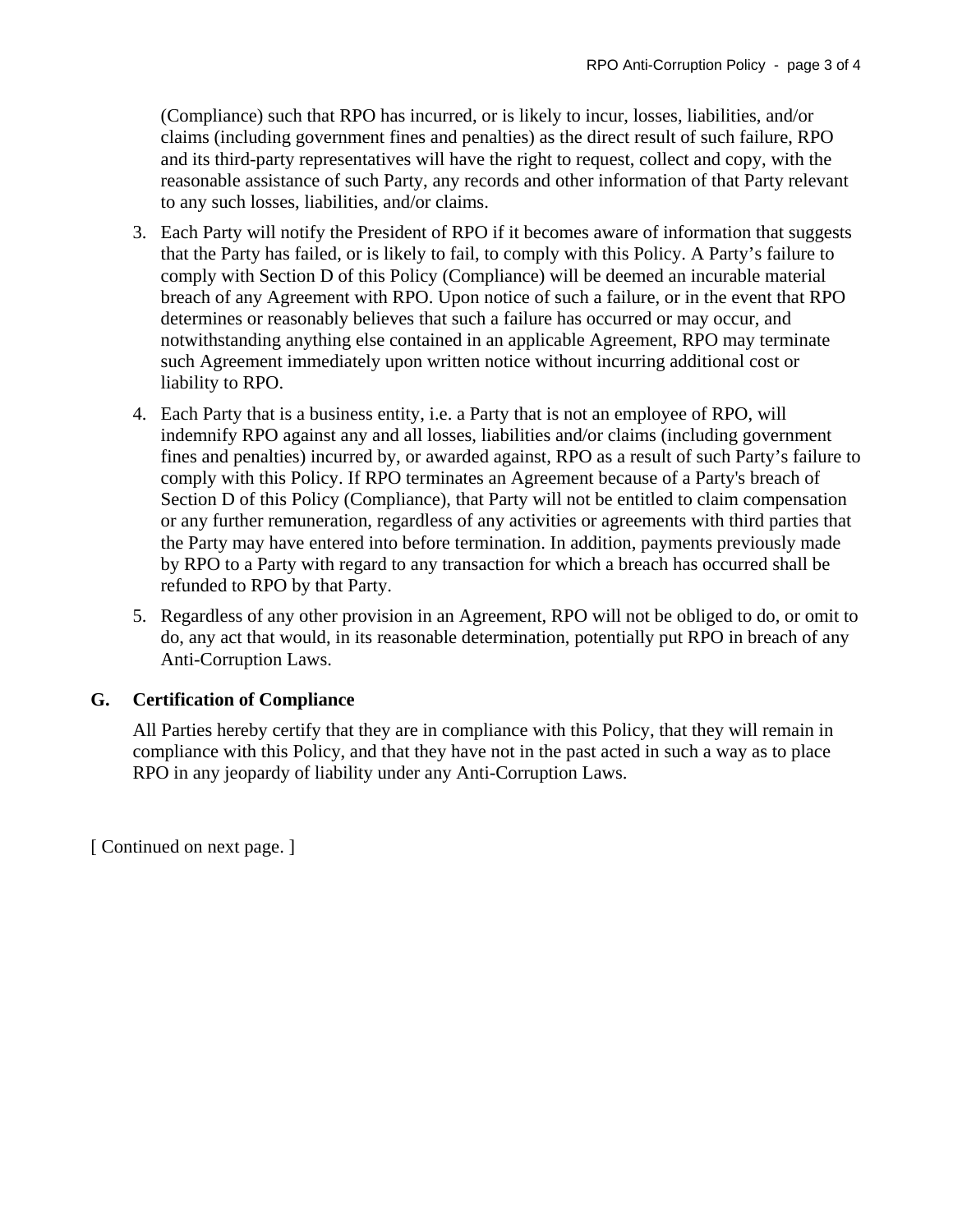(Compliance) such that RPO has incurred, or is likely to incur, losses, liabilities, and/or claims (including government fines and penalties) as the direct result of such failure, RPO and its third-party representatives will have the right to request, collect and copy, with the reasonable assistance of such Party, any records and other information of that Party relevant to any such losses, liabilities, and/or claims.

3. Each Party will notify the President of RPO if it becomes aware of information that suggests that the Party has failed, or is likely to fail, to comply with this Policy. A Party's failure to comply with Section D of this Policy (Compliance) will be deemed an incurable material breach of any Agreement with RPO. Upon notice of such a failure, or in the event that RPO determines or reasonably believes that such a failure has occurred or may occur, and notwithstanding anything else contained in an applicable Agreement, RPO may terminate such Agreement immediately upon written notice without incurring additional cost or liability to RPO.
4. Each Party that is a business entity, i.e. a Party that is not an employee of RPO, will indemnify RPO against any and all losses, liabilities and/or claims (including government fines and penalties) incurred by, or awarded against, RPO as a result of such Party's failure to comply with this Policy. If RPO terminates an Agreement because of a Party's breach of Section D of this Policy (Compliance), that Party will not be entitled to claim compensation or any further remuneration, regardless of any activities or agreements with third parties that the Party may have entered into before termination. In addition, payments previously made by RPO to a Party with regard to any transaction for which a breach has occurred shall be refunded to RPO by that Party.
5. Regardless of any other provision in an Agreement, RPO will not be obliged to do, or omit to do, any act that would, in its reasonable determination, potentially put RPO in breach of any Anti-Corruption Laws.

## G. Certification of Compliance

All Parties hereby certify that they are in compliance with this Policy, that they will remain in compliance with this Policy, and that they have not in the past acted in such a way as to place RPO in any jeopardy of liability under any Anti-Corruption Laws.

[ Continued on next page. ]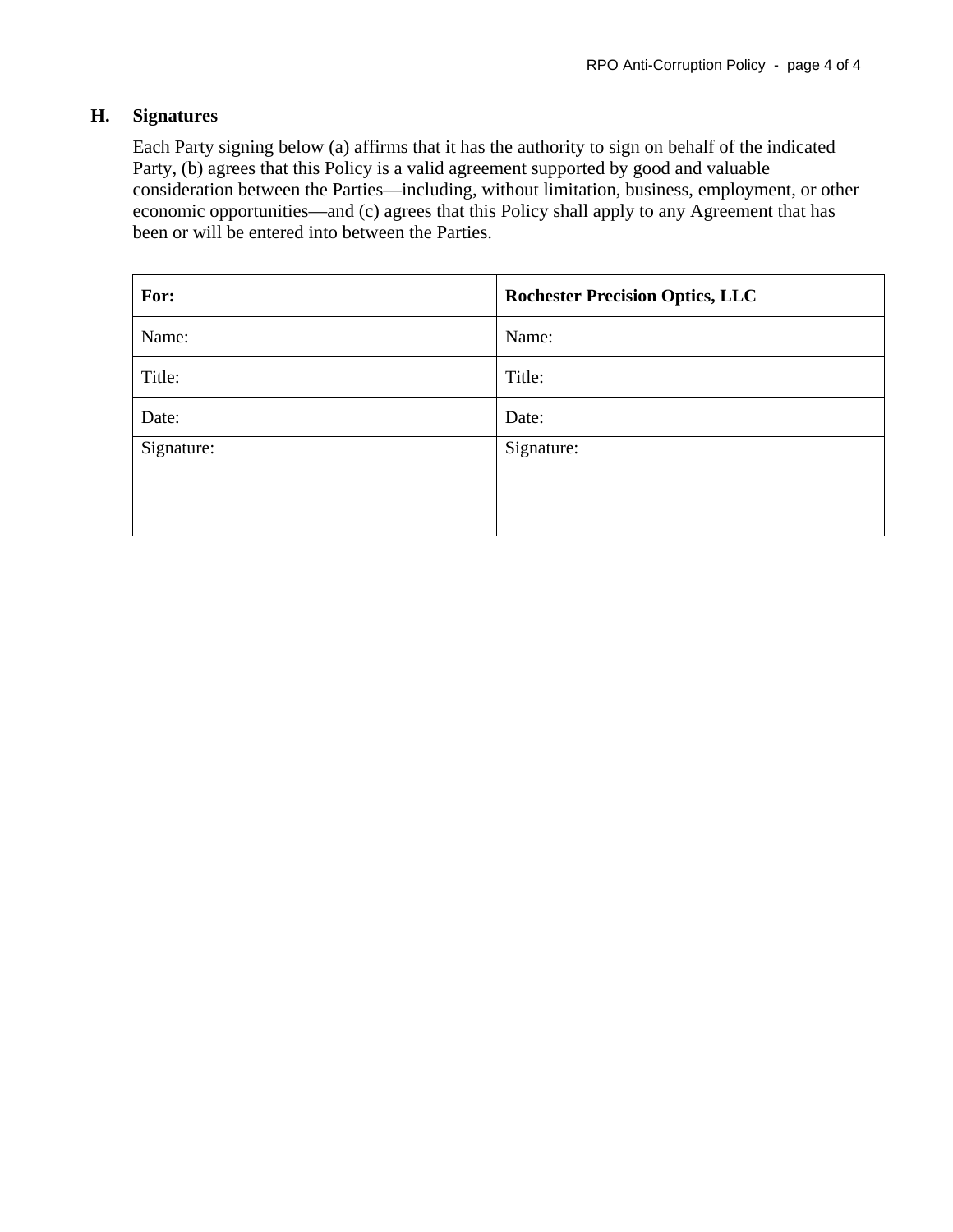## H. Signatures

Each Party signing below (a) affirms that it has the authority to sign on behalf of the indicated Party, (b) agrees that this Policy is a valid agreement supported by good and valuable consideration between the Parties—including, without limitation, business, employment, or other economic opportunities—and (c) agrees that this Policy shall apply to any Agreement that has been or will be entered into between the Parties.

| **For:** | **Rochester Precision Optics, LLC** |
|---|---|
| Name: | Name: |
| Title: | Title: |
| Date: | Date: |
| Signature: | Signature: |